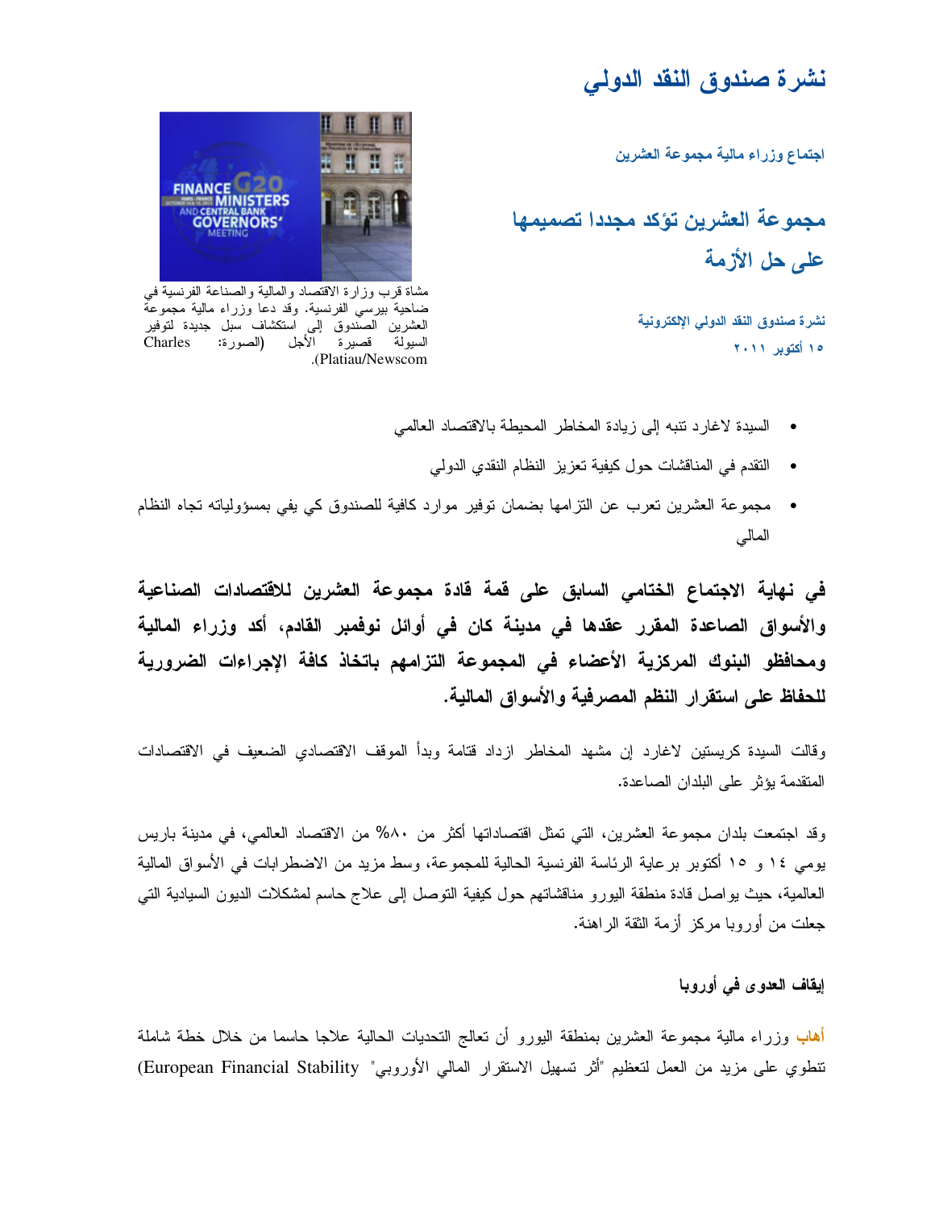# نشرة صندوق النقد الدولي

اجتماع وزراء مالية مجموعة العشرين

## مجموعة العشرين تؤكد مجددا تصميمها على حل الأزمة

نشرة صندوق النقد الدولي الإلكترونية

١٥ أكتوبر ٢٠١١

مشاة قرب وزارة الاقتصاد والمالية والصناعة الفرنسية في ضاحية بيرسي الفرنسية. وقد دعا وزراء مالية مجموعة العشرين الصندوق إلى استكشاف سبل جديدة لتوفير السيولة قصيرة الأجل (الصورة: Charles Platiau/Newscom).

- السيدة لاغارد تنبه إلى زيادة المخاطر المحيطة بالاقتصاد العالمي
- التقدم في المناقشات حول كيفية تعزيز النظام النقدي الدولي
- مجموعة العشرين تعرب عن التزامها بضمان توفير موارد كافية للصندوق كي يفي بمسؤولياته تجاه النظام المالي

**في نهاية الاجتماع الختامي السابق على قمة قادة مجموعة العشرين للاقتصادات الصناعية والأسواق الصاعدة المقرر عقدها في مدينة كان في أوائل نوفمبر القادم، أكد وزراء المالية ومحافظو البنوك المركزية الأعضاء في المجموعة التزامهم باتخاذ كافة الإجراءات الضرورية للحفاظ على استقرار النظم المصرفية والأسواق المالية.**

وقالت السيدة كريستين لاغارد إن مشهد المخاطر ازداد قتامة وبدأ الموقف الاقتصادي الضعيف في الاقتصادات المتقدمة يؤثر على البلدان الصاعدة.

وقد اجتمعت بلدان مجموعة العشرين، التي تمثل اقتصاداتها أكثر من ٨٠% من الاقتصاد العالمي، في مدينة باريس يومي ١٤ و ١٥ أكتوبر برعاية الرئاسة الفرنسية الحالية للمجموعة، وسط مزيد من الاضطرابات في الأسواق المالية العالمية، حيث يواصل قادة منطقة اليورو مناقشاتهم حول كيفية التوصل إلى علاج حاسم لمشكلات الديون السيادية التي جعلت من أوروبا مركز أزمة الثقة الراهنة.

### إيقاف العدوى في أوروبا

أهاب وزراء مالية مجموعة العشرين بمنطقة اليورو أن تعالج التحديات الحالية علاجا حاسما من خلال خطة شاملة تنطوي على مزيد من العمل لتعظيم "أثر تسهيل الاستقرار المالي الأوروبي" (European Financial Stability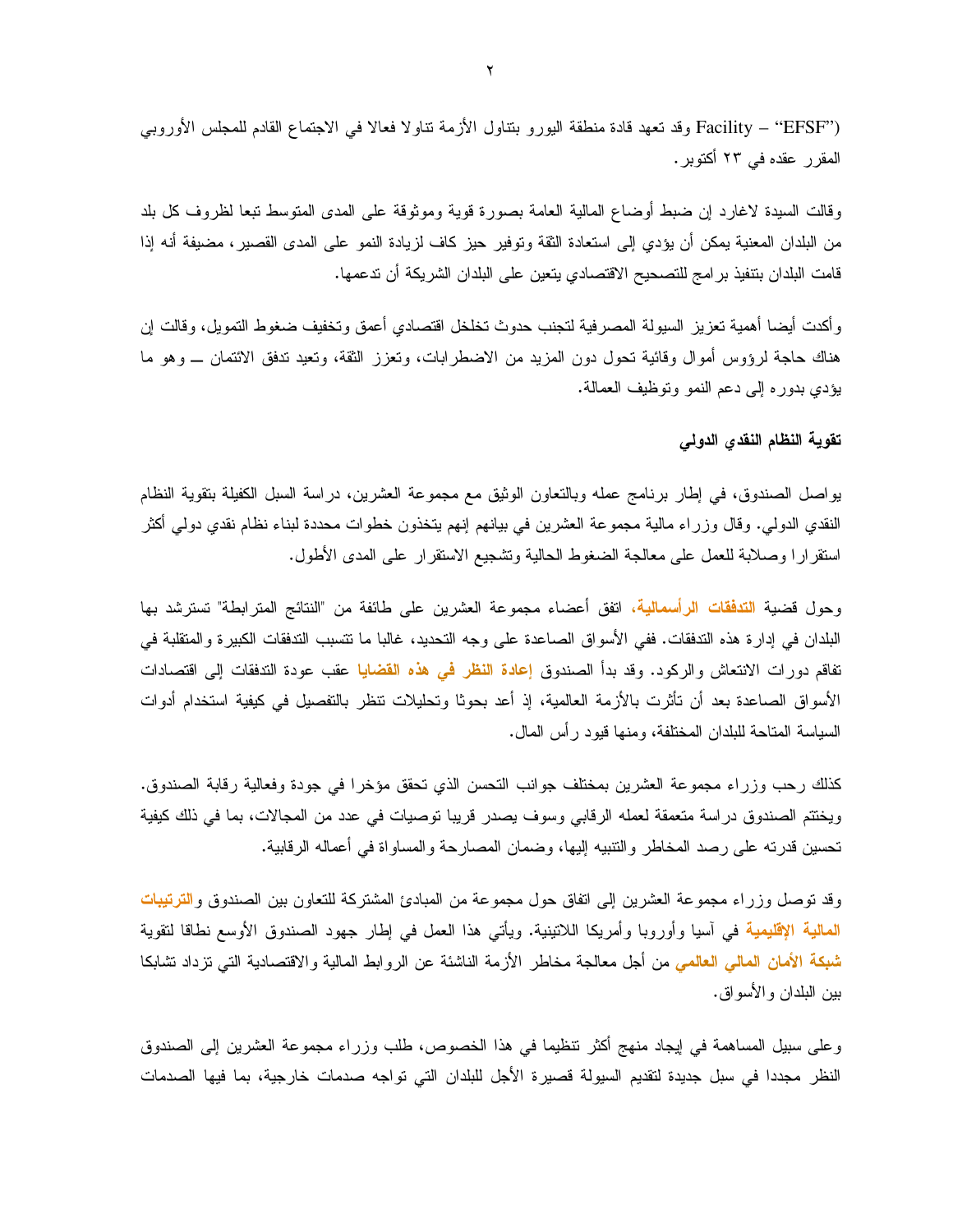Facility – "EFSF") وقد تعهد قادة منطقة اليورو بتناول الأزمة تناولا فعالا في الاجتماع القادم للمجلس الأوروبي المقرر عقده في ٢٣ أكتوبر.

وقالت السيدة لاغارد إن ضبط أوضاع المالية العامة بصورة قوية وموثوقة على المدى المتوسط تبعا لظروف كل بلد من البلدان المعنية يمكن أن يؤدي إلى استعادة الثقة وتوفير حيز كاف لزيادة النمو على المدى القصير، مضيفة أنه إذا قامت البلدان بتنفيذ برامج للتصحيح الاقتصادي يتعين على البلدان الشريكة أن تدعمها.

وأكدت أيضا أهمية تعزيز السيولة المصرفية لتجنب حدوث تخلخل اقتصادي أعمق وتخفيف ضغوط التمويل، وقالت إن هناك حاجة لرؤوس أموال وقائية تحول دون المزيد من الاضطرابات، وتعزز الثقة، وتعيد تدفق الائتمان ــ وهو ما يؤدي بدوره إلى دعم النمو وتوظيف العمالة.

**تقوية النظام النقدي الدولي**

يواصل الصندوق، في إطار برنامج عمله وبالتعاون الوثيق مع مجموعة العشرين، دراسة السبل الكفيلة بتقوية النظام النقدي الدولي. وقال وزراء مالية مجموعة العشرين في بيانهم إنهم يتخذون خطوات محددة لبناء نظام نقدي دولي أكثر استقرارا وصلابة للعمل على معالجة الضغوط الحالية وتشجيع الاستقرار على المدى الأطول.

وحول قضية **التدفقات الرأسمالية**، اتفق أعضاء مجموعة العشرين على طائفة من "النتائج المترابطة" تسترشد بها البلدان في إدارة هذه التدفقات. ففي الأسواق الصاعدة على وجه التحديد، غالبا ما تتسبب التدفقات الكبيرة والمتقلبة في تفاقم دورات الانتعاش والركود. وقد بدأ الصندوق **إعادة النظر في هذه القضايا** عقب عودة التدفقات إلى اقتصادات الأسواق الصاعدة بعد أن تأثرت بالأزمة العالمية، إذ أعد بحوثا وتحليلات تنظر بالتفصيل في كيفية استخدام أدوات السياسة المتاحة للبلدان المختلفة، ومنها قيود رأس المال.

كذلك رحب وزراء مجموعة العشرين بمختلف جوانب التحسن الذي تحقق مؤخرا في جودة وفعالية رقابة الصندوق. ويختتم الصندوق دراسة متعمقة لعمله الرقابي وسوف يصدر قريبا توصيات في عدد من المجالات، بما في ذلك كيفية تحسين قدرته على رصد المخاطر والتنبيه إليها، وضمان المصارحة والمساواة في أعماله الرقابية.

وقد توصل وزراء مجموعة العشرين إلى اتفاق حول مجموعة من المبادئ المشتركة للتعاون بين الصندوق و**الترتيبات المالية الإقليمية** في آسيا وأوروبا وأمريكا اللاتينية. ويأتي هذا العمل في إطار جهود الصندوق الأوسع نطاقا لتقوية **شبكة الأمان المالي العالمي** من أجل معالجة مخاطر الأزمة الناشئة عن الروابط المالية والاقتصادية التي تزداد تشابكا بين البلدان والأسواق.

وعلى سبيل المساهمة في إيجاد منهج أكثر تنظيما في هذا الخصوص، طلب وزراء مجموعة العشرين إلى الصندوق النظر مجددا في سبل جديدة لتقديم السيولة قصيرة الأجل للبلدان التي تواجه صدمات خارجية، بما فيها الصدمات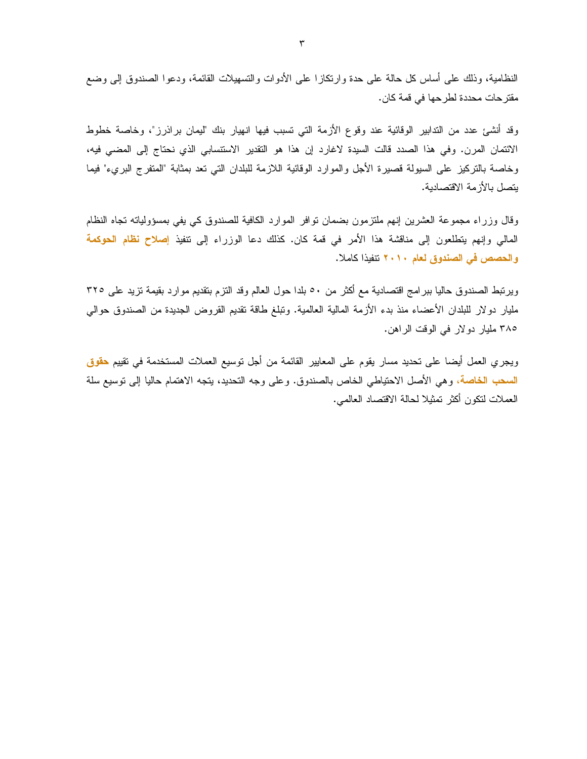النظامية، وذلك على أساس كل حالة على حدة وارتكازا على الأدوات والتسهيلات القائمة، ودعوا الصندوق إلى وضع مقترحات محددة لطرحها في قمة كان.

وقد أنشئ عدد من التدابير الوقائية عند وقوع الأزمة التي تسبب فيها انهيار بنك "ليمان براذرز"، وخاصة خطوط الائتمان المرن. وفي هذا الصدد قالت السيدة لاغارد إن هذا هو التقدير الاستنسابي الذي نحتاج إلى المضي فيه، وخاصة بالتركيز على السيولة قصيرة الأجل والموارد الوقائية اللازمة للبلدان التي تعد بمثابة "المتفرج البريء" فيما يتصل بالأزمة الاقتصادية.

وقال وزراء مجموعة العشرين إنهم ملتزمون بضمان توافر الموارد الكافية للصندوق كي يفي بمسؤولياته تجاه النظام المالي وإنهم يتطلعون إلى مناقشة هذا الأمر في قمة كان. كذلك دعا الوزراء إلى تنفيذ **إصلاح نظام الحوكمة والحصص في الصندوق لعام ٢٠١٠** تنفيذا كاملا.

ويرتبط الصندوق حاليا ببرامج اقتصادية مع أكثر من ٥٠ بلدا حول العالم وقد التزم بتقديم موارد بقيمة تزيد على ٣٢٥ مليار دولار للبلدان الأعضاء منذ بدء الأزمة المالية العالمية. وتبلغ طاقة تقديم القروض الجديدة من الصندوق حوالي ٣٨٥ مليار دولار في الوقت الراهن.

ويجري العمل أيضا على تحديد مسار يقوم على المعايير القائمة من أجل توسيع العملات المستخدمة في تقييم **حقوق السحب الخاصة**، وهي الأصل الاحتياطي الخاص بالصندوق. وعلى وجه التحديد، يتجه الاهتمام حاليا إلى توسيع سلة العملات لتكون أكثر تمثيلا لحالة الاقتصاد العالمي.